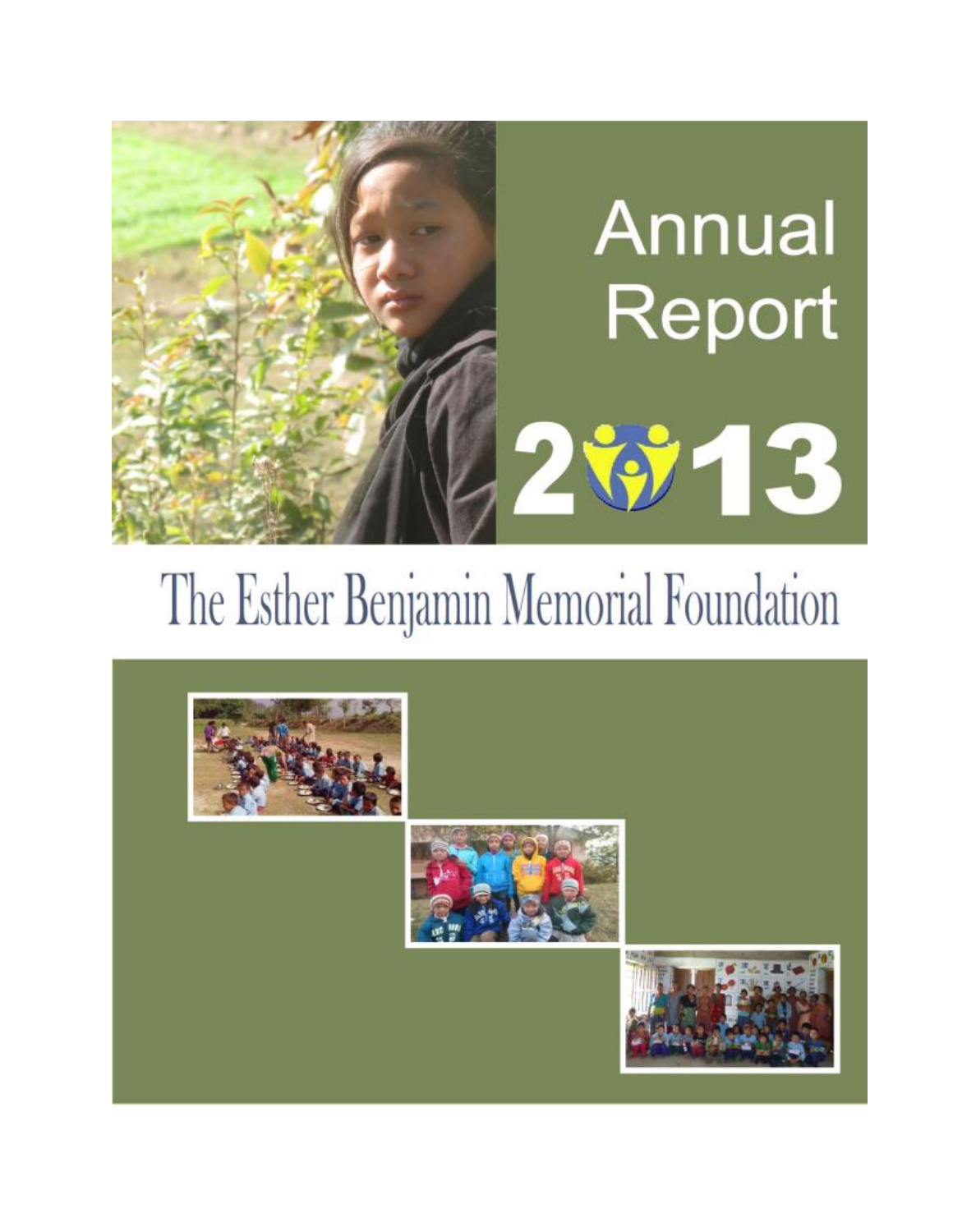# Annual Report

# 2013

# The Esther Benjamin Memorial Foundation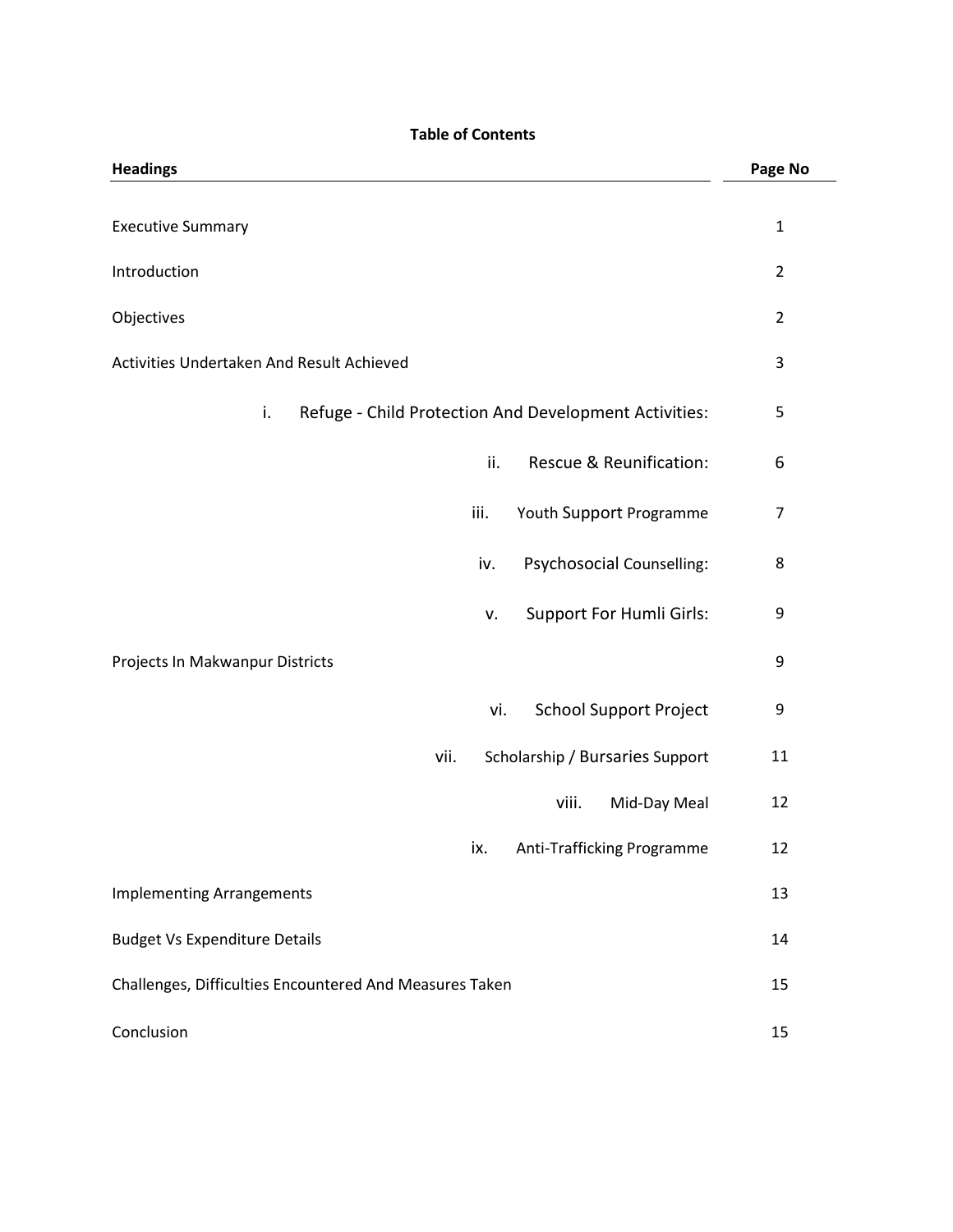**Table of Contents**

| Headings | Page No |
|---|---|
| Executive Summary | 1 |
| Introduction | 2 |
| Objectives | 2 |
| Activities Undertaken And Result Achieved | 3 |
| i. Refuge - Child Protection And Development Activities: | 5 |
| ii. Rescue & Reunification: | 6 |
| iii. Youth Support Programme | 7 |
| iv. Psychosocial Counselling: | 8 |
| v. Support For Humli Girls: | 9 |
| Projects In Makwanpur Districts | 9 |
| vi. School Support Project | 9 |
| vii. Scholarship / Bursaries Support | 11 |
| viii. Mid-Day Meal | 12 |
| ix. Anti-Trafficking Programme | 12 |
| Implementing Arrangements | 13 |
| Budget Vs Expenditure Details | 14 |
| Challenges, Difficulties Encountered And Measures Taken | 15 |
| Conclusion | 15 |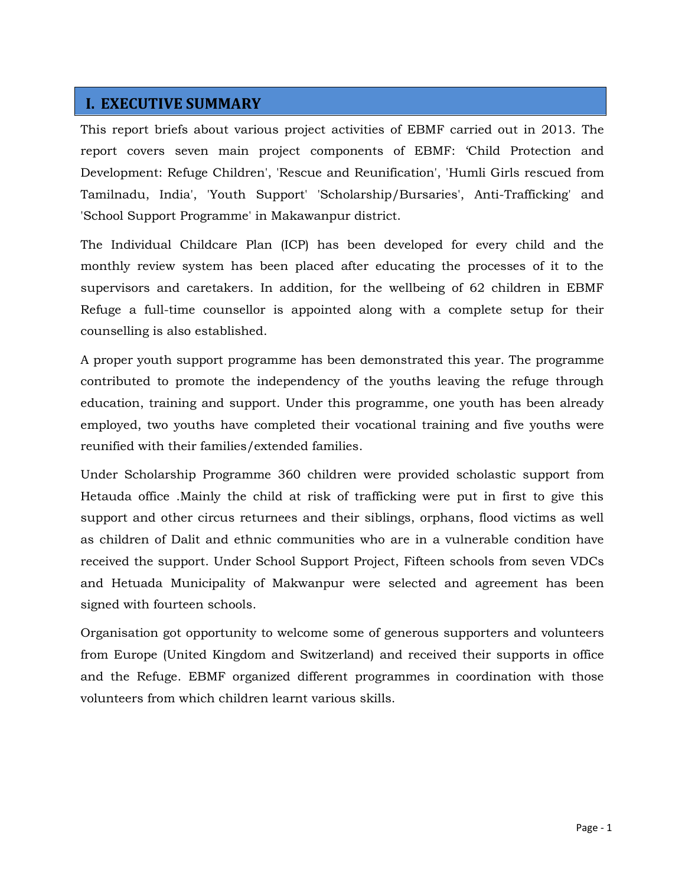## I. EXECUTIVE SUMMARY

This report briefs about various project activities of EBMF carried out in 2013. The report covers seven main project components of EBMF: 'Child Protection and Development: Refuge Children', 'Rescue and Reunification', 'Humli Girls rescued from Tamilnadu, India', 'Youth Support' 'Scholarship/Bursaries', Anti-Trafficking' and 'School Support Programme' in Makawanpur district.

The Individual Childcare Plan (ICP) has been developed for every child and the monthly review system has been placed after educating the processes of it to the supervisors and caretakers. In addition, for the wellbeing of 62 children in EBMF Refuge a full-time counsellor is appointed along with a complete setup for their counselling is also established.

A proper youth support programme has been demonstrated this year. The programme contributed to promote the independency of the youths leaving the refuge through education, training and support. Under this programme, one youth has been already employed, two youths have completed their vocational training and five youths were reunified with their families/extended families.

Under Scholarship Programme 360 children were provided scholastic support from Hetauda office .Mainly the child at risk of trafficking were put in first to give this support and other circus returnees and their siblings, orphans, flood victims as well as children of Dalit and ethnic communities who are in a vulnerable condition have received the support. Under School Support Project, Fifteen schools from seven VDCs and Hetuada Municipality of Makwanpur were selected and agreement has been signed with fourteen schools.

Organisation got opportunity to welcome some of generous supporters and volunteers from Europe (United Kingdom and Switzerland) and received their supports in office and the Refuge. EBMF organized different programmes in coordination with those volunteers from which children learnt various skills.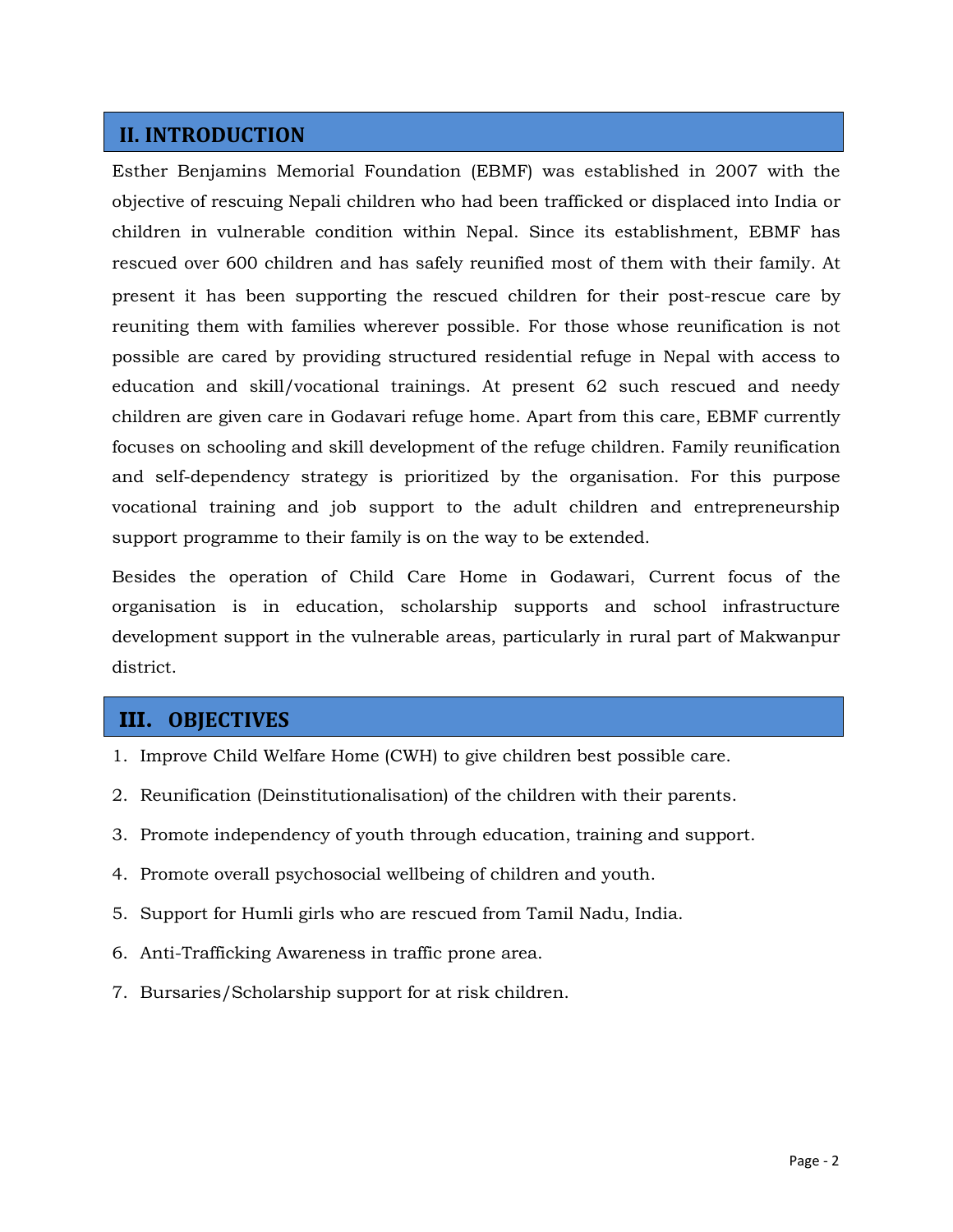## II. INTRODUCTION

Esther Benjamins Memorial Foundation (EBMF) was established in 2007 with the objective of rescuing Nepali children who had been trafficked or displaced into India or children in vulnerable condition within Nepal. Since its establishment, EBMF has rescued over 600 children and has safely reunified most of them with their family. At present it has been supporting the rescued children for their post-rescue care by reuniting them with families wherever possible. For those whose reunification is not possible are cared by providing structured residential refuge in Nepal with access to education and skill/vocational trainings. At present 62 such rescued and needy children are given care in Godavari refuge home. Apart from this care, EBMF currently focuses on schooling and skill development of the refuge children. Family reunification and self-dependency strategy is prioritized by the organisation. For this purpose vocational training and job support to the adult children and entrepreneurship support programme to their family is on the way to be extended.

Besides the operation of Child Care Home in Godawari, Current focus of the organisation is in education, scholarship supports and school infrastructure development support in the vulnerable areas, particularly in rural part of Makwanpur district.

## III. OBJECTIVES

1. Improve Child Welfare Home (CWH) to give children best possible care.
2. Reunification (Deinstitutionalisation) of the children with their parents.
3. Promote independency of youth through education, training and support.
4. Promote overall psychosocial wellbeing of children and youth.
5. Support for Humli girls who are rescued from Tamil Nadu, India.
6. Anti-Trafficking Awareness in traffic prone area.
7. Bursaries/Scholarship support for at risk children.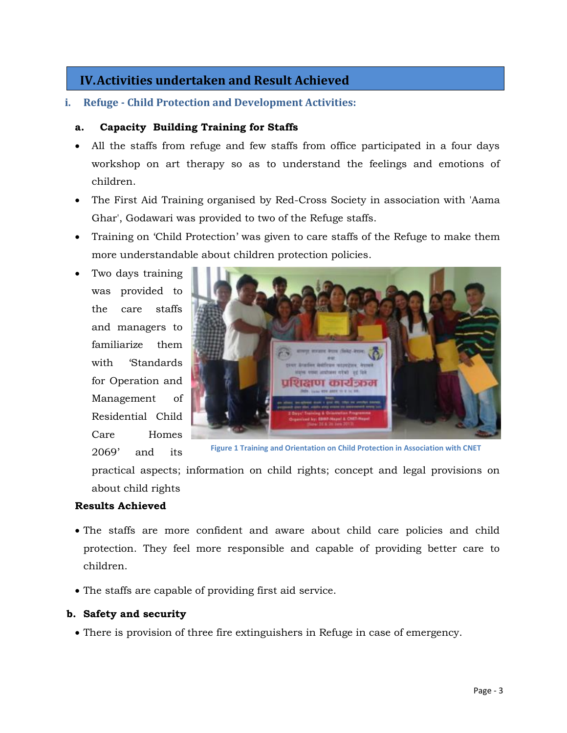## IV. Activities undertaken and Result Achieved

### i. Refuge - Child Protection and Development Activities:

**a. Capacity Building Training for Staffs**

- All the staffs from refuge and few staffs from office participated in a four days workshop on art therapy so as to understand the feelings and emotions of children.
- The First Aid Training organised by Red-Cross Society in association with 'Aama Ghar', Godawari was provided to two of the Refuge staffs.
- Training on 'Child Protection' was given to care staffs of the Refuge to make them more understandable about children protection policies.
- Two days training was provided to the care staffs and managers to familiarize them with 'Standards for Operation and Management of Residential Child Care Homes 2069' and its practical aspects; information on child rights; concept and legal provisions on about child rights

Figure 1 Training and Orientation on Child Protection in Association with CNET

**Results Achieved**

- The staffs are more confident and aware about child care policies and child protection. They feel more responsible and capable of providing better care to children.
- The staffs are capable of providing first aid service.

**b. Safety and security**

- There is provision of three fire extinguishers in Refuge in case of emergency.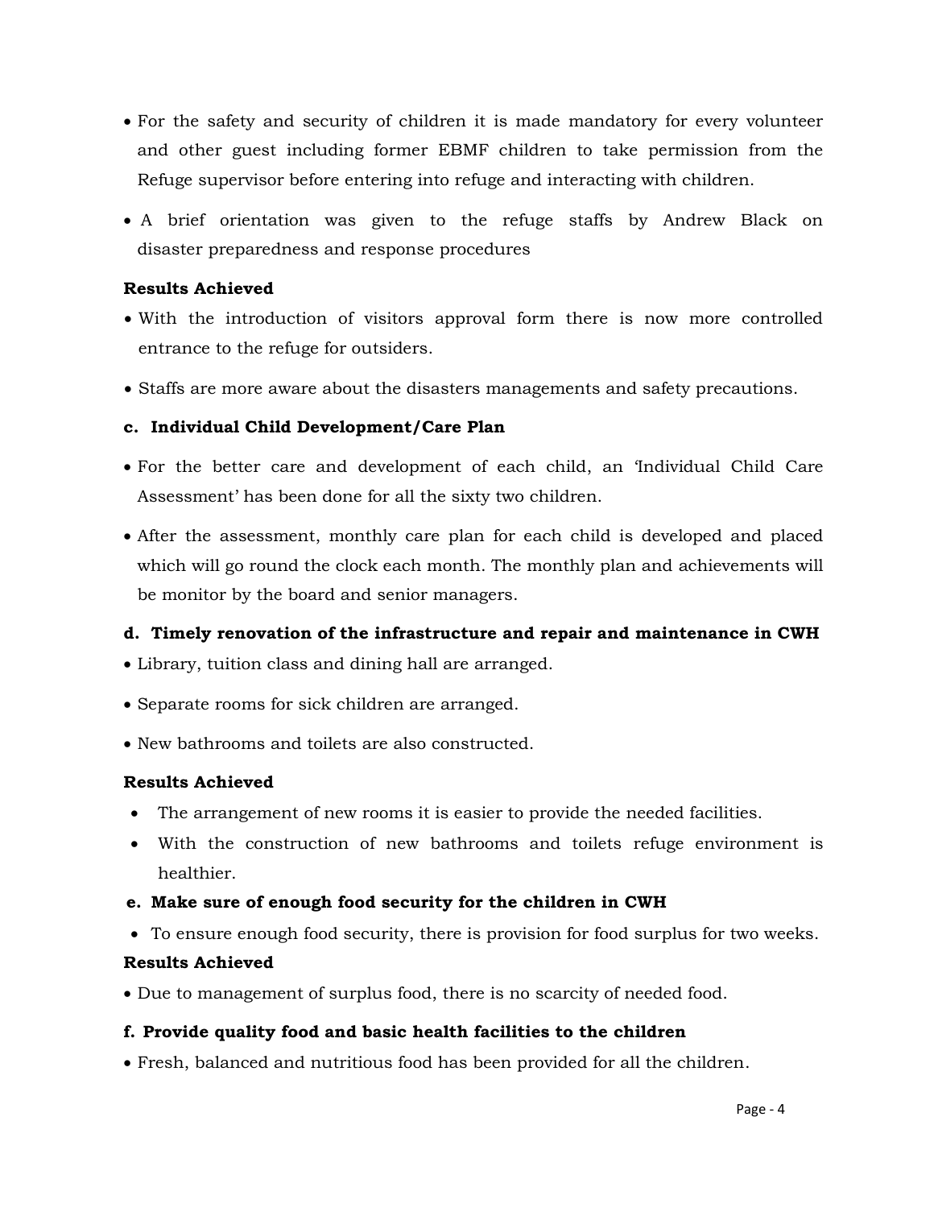- For the safety and security of children it is made mandatory for every volunteer and other guest including former EBMF children to take permission from the Refuge supervisor before entering into refuge and interacting with children.
- A brief orientation was given to the refuge staffs by Andrew Black on disaster preparedness and response procedures

**Results Achieved**

- With the introduction of visitors approval form there is now more controlled entrance to the refuge for outsiders.
- Staffs are more aware about the disasters managements and safety precautions.

**c. Individual Child Development/Care Plan**

- For the better care and development of each child, an 'Individual Child Care Assessment' has been done for all the sixty two children.
- After the assessment, monthly care plan for each child is developed and placed which will go round the clock each month. The monthly plan and achievements will be monitor by the board and senior managers.

**d. Timely renovation of the infrastructure and repair and maintenance in CWH**

- Library, tuition class and dining hall are arranged.
- Separate rooms for sick children are arranged.
- New bathrooms and toilets are also constructed.

**Results Achieved**

- The arrangement of new rooms it is easier to provide the needed facilities.
- With the construction of new bathrooms and toilets refuge environment is healthier.

**e. Make sure of enough food security for the children in CWH**

- To ensure enough food security, there is provision for food surplus for two weeks.

**Results Achieved**

- Due to management of surplus food, there is no scarcity of needed food.

**f. Provide quality food and basic health facilities to the children**

- Fresh, balanced and nutritious food has been provided for all the children.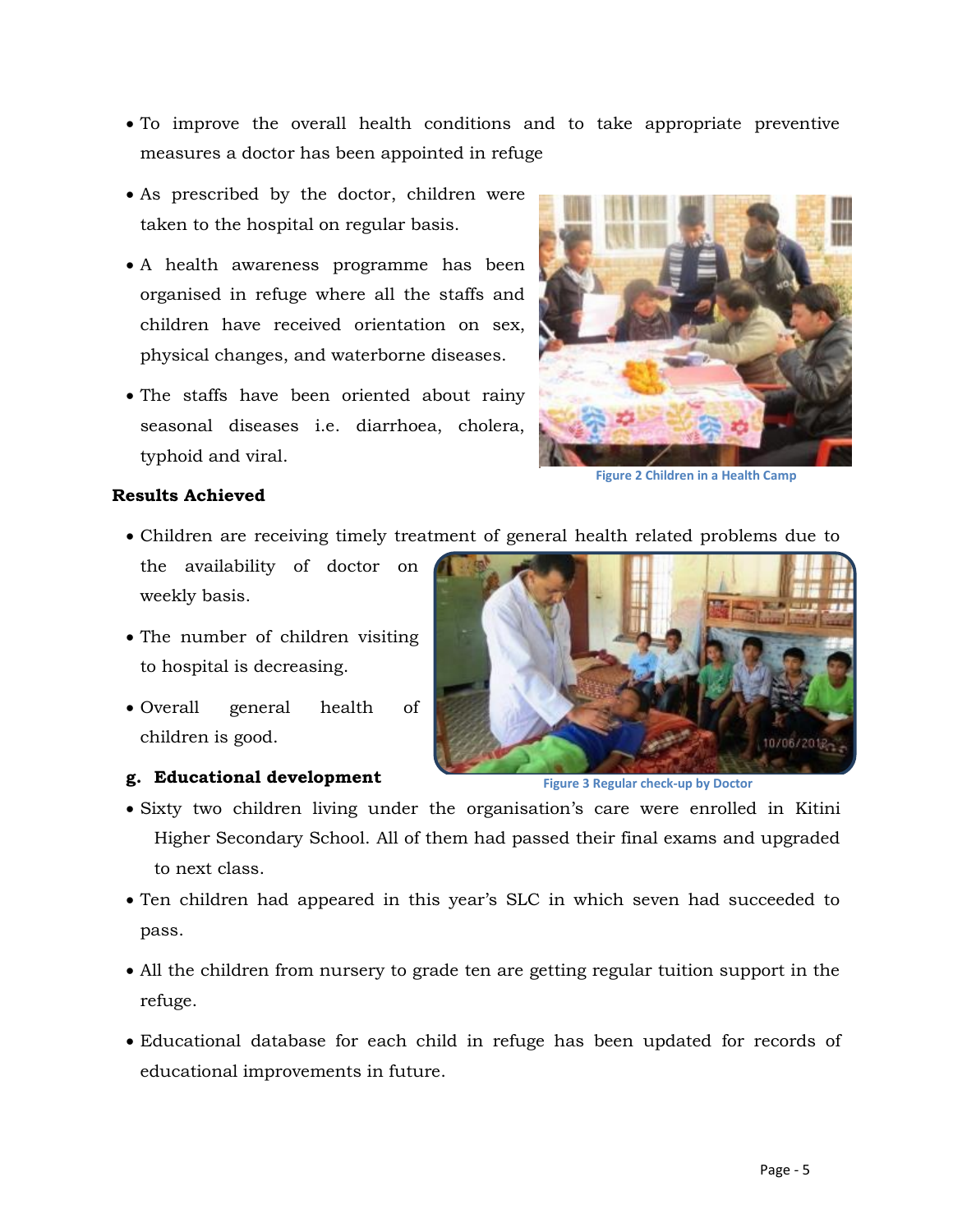- To improve the overall health conditions and to take appropriate preventive measures a doctor has been appointed in refuge
- As prescribed by the doctor, children were taken to the hospital on regular basis.
- A health awareness programme has been organised in refuge where all the staffs and children have received orientation on sex, physical changes, and waterborne diseases.
- The staffs have been oriented about rainy seasonal diseases i.e. diarrhoea, cholera, typhoid and viral.

Figure 2 Children in a Health Camp

**Results Achieved**

- Children are receiving timely treatment of general health related problems due to the availability of doctor on weekly basis.
- The number of children visiting to hospital is decreasing.
- Overall general health of children is good.

Figure 3 Regular check-up by Doctor

**g. Educational development**

- Sixty two children living under the organisation's care were enrolled in Kitini Higher Secondary School. All of them had passed their final exams and upgraded to next class.
- Ten children had appeared in this year's SLC in which seven had succeeded to pass.
- All the children from nursery to grade ten are getting regular tuition support in the refuge.
- Educational database for each child in refuge has been updated for records of educational improvements in future.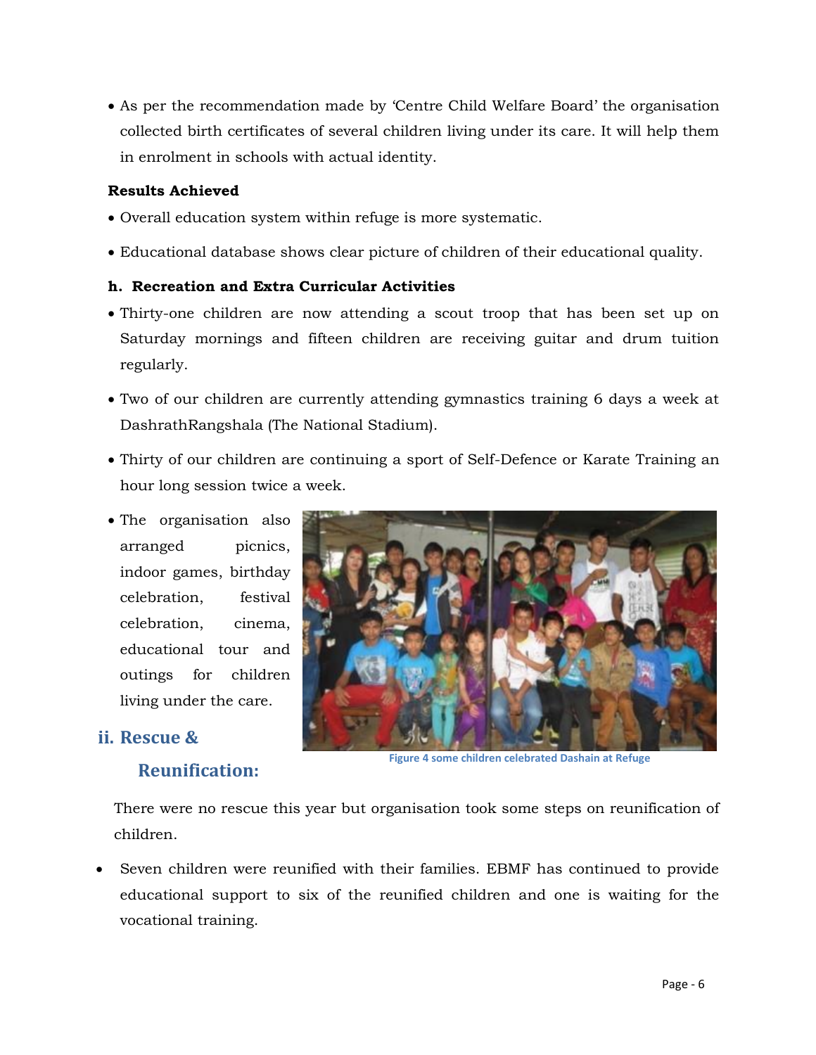- As per the recommendation made by 'Centre Child Welfare Board' the organisation collected birth certificates of several children living under its care. It will help them in enrolment in schools with actual identity.

**Results Achieved**

- Overall education system within refuge is more systematic.
- Educational database shows clear picture of children of their educational quality.

**h. Recreation and Extra Curricular Activities**

- Thirty-one children are now attending a scout troop that has been set up on Saturday mornings and fifteen children are receiving guitar and drum tuition regularly.
- Two of our children are currently attending gymnastics training 6 days a week at DashrathRangshala (The National Stadium).
- Thirty of our children are continuing a sport of Self-Defence or Karate Training an hour long session twice a week.
- The organisation also arranged picnics, indoor games, birthday celebration, festival celebration, cinema, educational tour and outings for children living under the care.

Figure 4 some children celebrated Dashain at Refuge

## ii. Rescue & Reunification:

There were no rescue this year but organisation took some steps on reunification of children.

- Seven children were reunified with their families. EBMF has continued to provide educational support to six of the reunified children and one is waiting for the vocational training.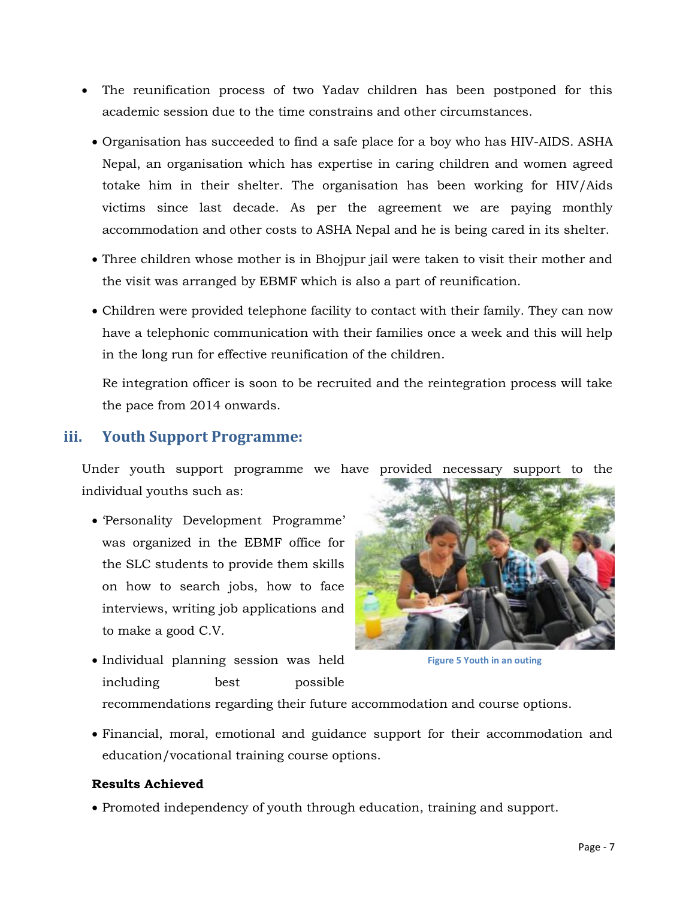- The reunification process of two Yadav children has been postponed for this academic session due to the time constrains and other circumstances.
- Organisation has succeeded to find a safe place for a boy who has HIV-AIDS. ASHA Nepal, an organisation which has expertise in caring children and women agreed totake him in their shelter. The organisation has been working for HIV/Aids victims since last decade. As per the agreement we are paying monthly accommodation and other costs to ASHA Nepal and he is being cared in its shelter.
- Three children whose mother is in Bhojpur jail were taken to visit their mother and the visit was arranged by EBMF which is also a part of reunification.
- Children were provided telephone facility to contact with their family. They can now have a telephonic communication with their families once a week and this will help in the long run for effective reunification of the children.

Re integration officer is soon to be recruited and the reintegration process will take the pace from 2014 onwards.

## iii. Youth Support Programme:

Under youth support programme we have provided necessary support to the individual youths such as:

- 'Personality Development Programme' was organized in the EBMF office for the SLC students to provide them skills on how to search jobs, how to face interviews, writing job applications and to make a good C.V.
- Individual planning session was held including best possible recommendations regarding their future accommodation and course options.
- Financial, moral, emotional and guidance support for their accommodation and education/vocational training course options.

Figure 5 Youth in an outing

**Results Achieved**

- Promoted independency of youth through education, training and support.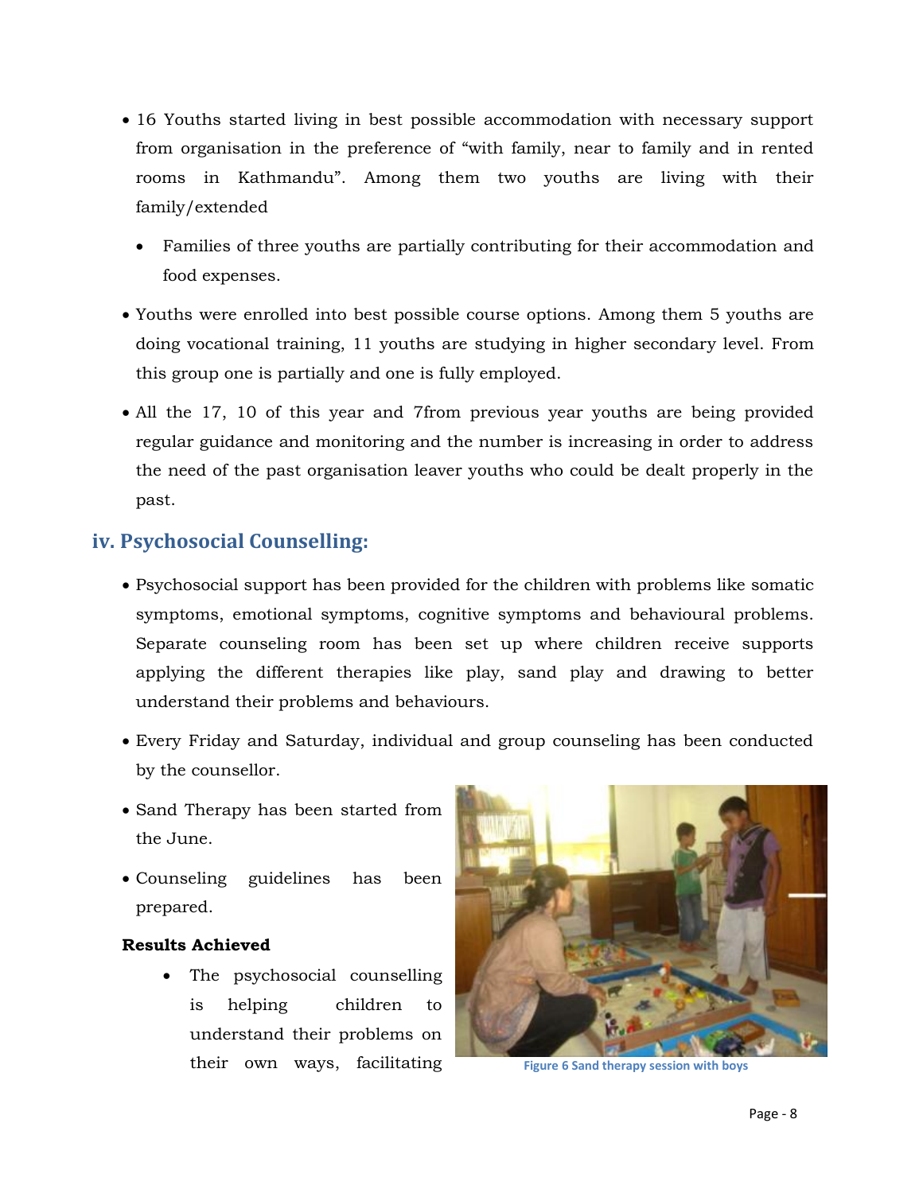- 16 Youths started living in best possible accommodation with necessary support from organisation in the preference of "with family, near to family and in rented rooms in Kathmandu". Among them two youths are living with their family/extended
  - Families of three youths are partially contributing for their accommodation and food expenses.
- Youths were enrolled into best possible course options. Among them 5 youths are doing vocational training, 11 youths are studying in higher secondary level. From this group one is partially and one is fully employed.
- All the 17, 10 of this year and 7from previous year youths are being provided regular guidance and monitoring and the number is increasing in order to address the need of the past organisation leaver youths who could be dealt properly in the past.

## iv. Psychosocial Counselling:

- Psychosocial support has been provided for the children with problems like somatic symptoms, emotional symptoms, cognitive symptoms and behavioural problems. Separate counseling room has been set up where children receive supports applying the different therapies like play, sand play and drawing to better understand their problems and behaviours.
- Every Friday and Saturday, individual and group counseling has been conducted by the counsellor.
- Sand Therapy has been started from the June.
- Counseling guidelines has been prepared.

**Results Achieved**

- The psychosocial counselling is helping children to understand their problems on their own ways, facilitating

Figure 6 Sand therapy session with boys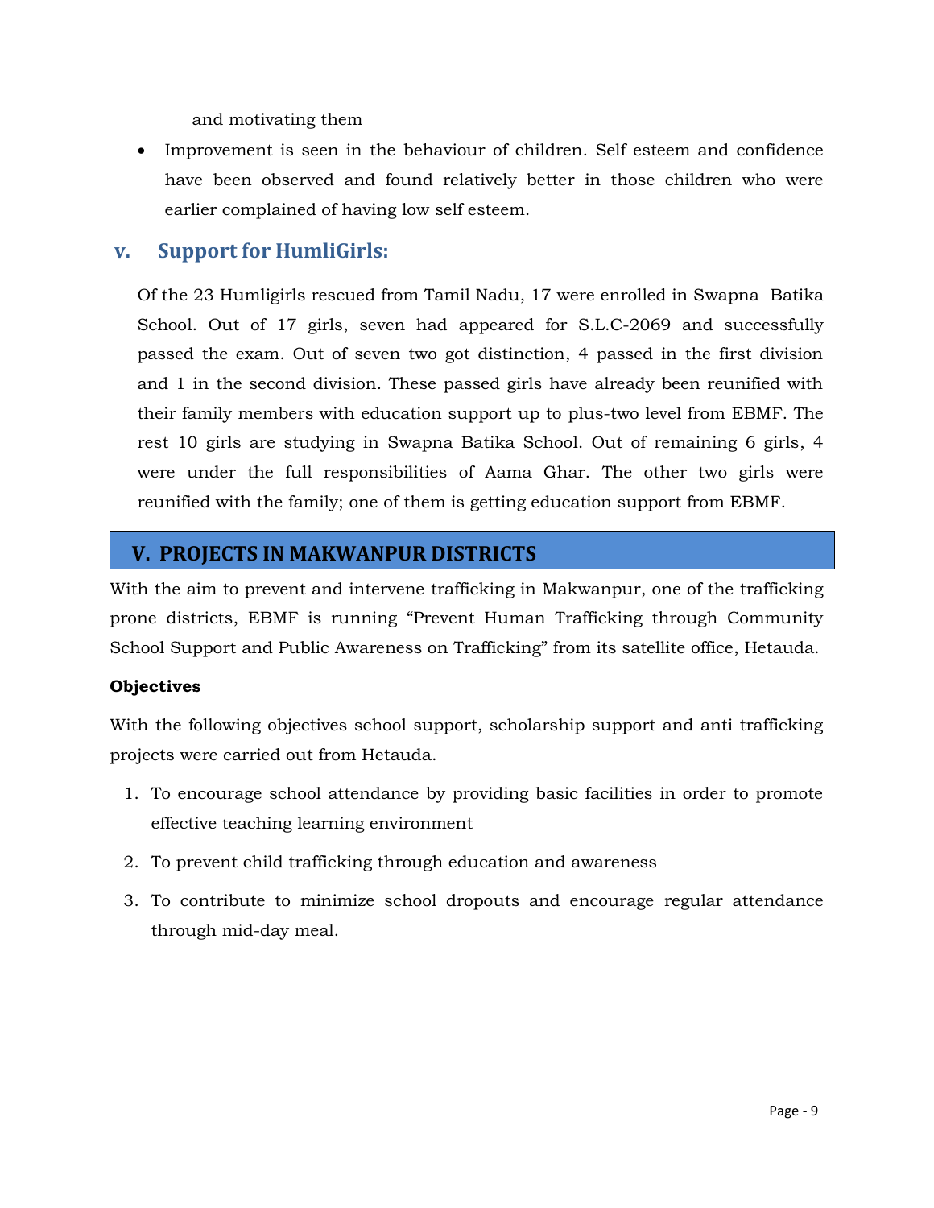and motivating them

- Improvement is seen in the behaviour of children. Self esteem and confidence have been observed and found relatively better in those children who were earlier complained of having low self esteem.

### v. Support for HumliGirls:

Of the 23 Humligirls rescued from Tamil Nadu, 17 were enrolled in Swapna Batika School. Out of 17 girls, seven had appeared for S.L.C-2069 and successfully passed the exam. Out of seven two got distinction, 4 passed in the first division and 1 in the second division. These passed girls have already been reunified with their family members with education support up to plus-two level from EBMF. The rest 10 girls are studying in Swapna Batika School. Out of remaining 6 girls, 4 were under the full responsibilities of Aama Ghar. The other two girls were reunified with the family; one of them is getting education support from EBMF.

## V. PROJECTS IN MAKWANPUR DISTRICTS

With the aim to prevent and intervene trafficking in Makwanpur, one of the trafficking prone districts, EBMF is running "Prevent Human Trafficking through Community School Support and Public Awareness on Trafficking" from its satellite office, Hetauda.

**Objectives**

With the following objectives school support, scholarship support and anti trafficking projects were carried out from Hetauda.

1. To encourage school attendance by providing basic facilities in order to promote effective teaching learning environment
2. To prevent child trafficking through education and awareness
3. To contribute to minimize school dropouts and encourage regular attendance through mid-day meal.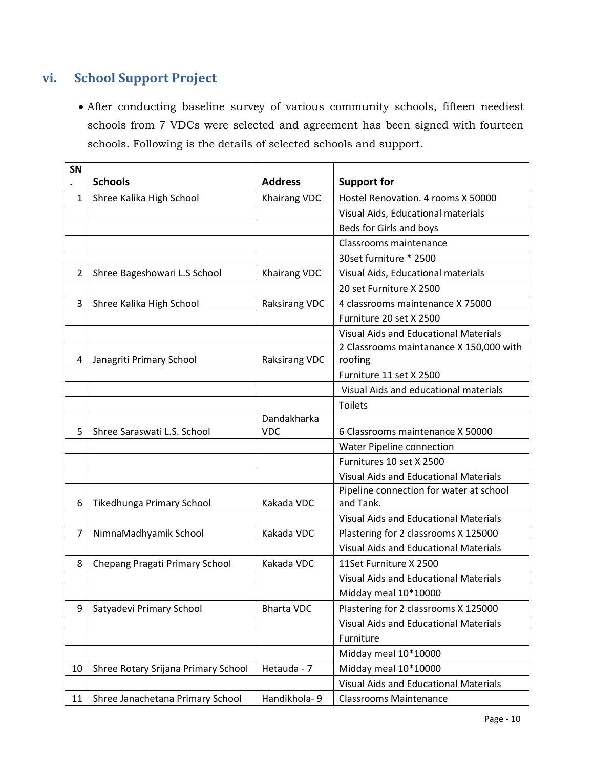## vi. School Support Project

- After conducting baseline survey of various community schools, fifteen neediest schools from 7 VDCs were selected and agreement has been signed with fourteen schools. Following is the details of selected schools and support.

| SN. | Schools | Address | Support for |
|---|---|---|---|
| 1 | Shree Kalika High School | Khairang VDC | Hostel Renovation. 4 rooms X 50000 |
| | | | Visual Aids, Educational materials |
| | | | Beds for Girls and boys |
| | | | Classrooms maintenance |
| | | | 30set furniture * 2500 |
| 2 | Shree Bageshowari L.S School | Khairang VDC | Visual Aids, Educational materials |
| | | | 20 set Furniture X 2500 |
| 3 | Shree Kalika High School | Raksirang VDC | 4 classrooms maintenance X 75000 |
| | | | Furniture 20 set X 2500 |
| | | | Visual Aids and Educational Materials |
| 4 | Janagriti Primary School | Raksirang VDC | 2 Classrooms maintanance X 150,000 with roofing |
| | | | Furniture 11 set X 2500 |
| | | | Visual Aids and educational materials |
| | | | Toilets |
| 5 | Shree Saraswati L.S. School | Dandakharka VDC | 6 Classrooms maintenance X 50000 |
| | | | Water Pipeline connection |
| | | | Furnitures 10 set X 2500 |
| | | | Visual Aids and Educational Materials |
| 6 | Tikedhunga Primary School | Kakada VDC | Pipeline connection for water at school and Tank. |
| | | | Visual Aids and Educational Materials |
| 7 | NimnaMadhyamik School | Kakada VDC | Plastering for 2 classrooms X 125000 |
| | | | Visual Aids and Educational Materials |
| 8 | Chepang Pragati Primary School | Kakada VDC | 11Set Furniture X 2500 |
| | | | Visual Aids and Educational Materials |
| | | | Midday meal 10*10000 |
| 9 | Satyadevi Primary School | Bharta VDC | Plastering for 2 classrooms X 125000 |
| | | | Visual Aids and Educational Materials |
| | | | Furniture |
| | | | Midday meal 10*10000 |
| 10 | Shree Rotary Srijana Primary School | Hetauda - 7 | Midday meal 10*10000 |
| | | | Visual Aids and Educational Materials |
| 11 | Shree Janachetana Primary School | Handikhola- 9 | Classrooms Maintenance |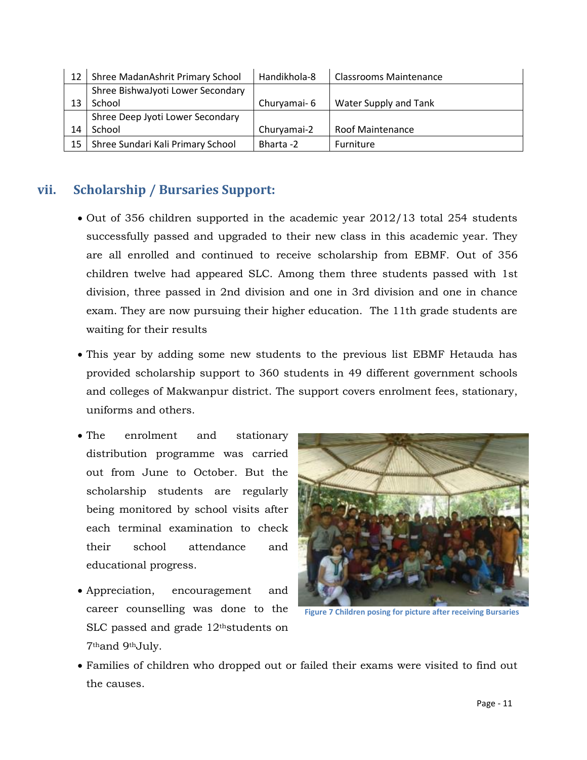| 12 | Shree MadanAshrit Primary School | Handikhola-8 | Classrooms Maintenance |
|---|---|---|---|
| 13 | Shree BishwaJyoti Lower Secondary School | Churyamai- 6 | Water Supply and Tank |
| 14 | Shree Deep Jyoti Lower Secondary School | Churyamai-2 | Roof Maintenance |
| 15 | Shree Sundari Kali Primary School | Bharta -2 | Furniture |

## vii. Scholarship / Bursaries Support:

- Out of 356 children supported in the academic year 2012/13 total 254 students successfully passed and upgraded to their new class in this academic year. They are all enrolled and continued to receive scholarship from EBMF. Out of 356 children twelve had appeared SLC. Among them three students passed with 1st division, three passed in 2nd division and one in 3rd division and one in chance exam. They are now pursuing their higher education. The 11th grade students are waiting for their results
- This year by adding some new students to the previous list EBMF Hetauda has provided scholarship support to 360 students in 49 different government schools and colleges of Makwanpur district. The support covers enrolment fees, stationary, uniforms and others.
- The enrolment and stationary distribution programme was carried out from June to October. But the scholarship students are regularly being monitored by school visits after each terminal examination to check their school attendance and educational progress.
- Appreciation, encouragement and career counselling was done to the SLC passed and grade 12th students on 7th and 9th July.

Figure 7 Children posing for picture after receiving Bursaries

- Families of children who dropped out or failed their exams were visited to find out the causes.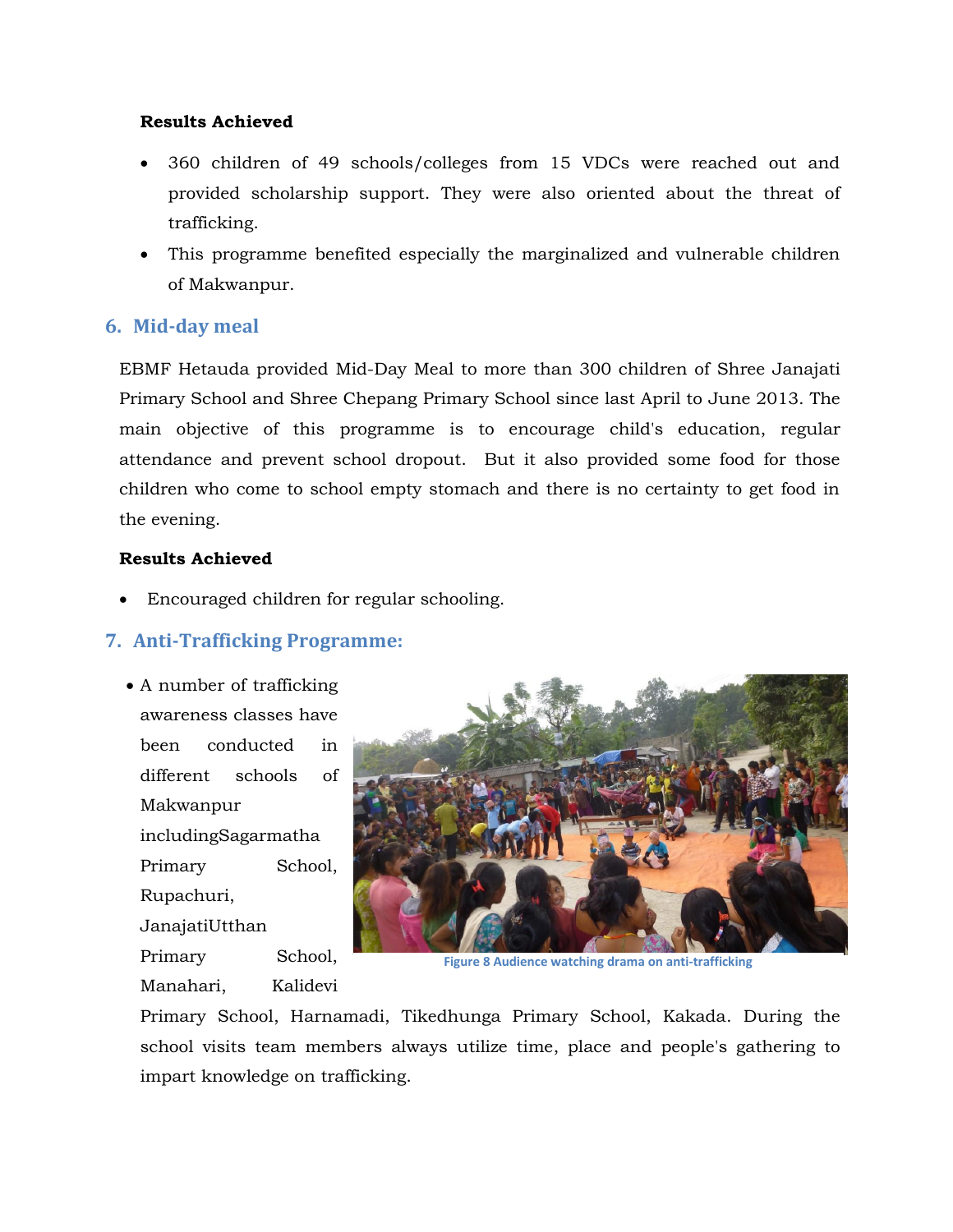**Results Achieved**

- 360 children of 49 schools/colleges from 15 VDCs were reached out and provided scholarship support. They were also oriented about the threat of trafficking.
- This programme benefited especially the marginalized and vulnerable children of Makwanpur.

## 6. Mid-day meal

EBMF Hetauda provided Mid-Day Meal to more than 300 children of Shree Janajati Primary School and Shree Chepang Primary School since last April to June 2013. The main objective of this programme is to encourage child's education, regular attendance and prevent school dropout. But it also provided some food for those children who come to school empty stomach and there is no certainty to get food in the evening.

**Results Achieved**

- Encouraged children for regular schooling.

## 7. Anti-Trafficking Programme:

- A number of trafficking awareness classes have been conducted in different schools of Makwanpur includingSagarmatha Primary School, Rupachuri, JanajatiUtthan Primary School, Manahari, Kalidevi Primary School, Harnamadi, Tikedhunga Primary School, Kakada. During the school visits team members always utilize time, place and people's gathering to impart knowledge on trafficking.

Figure 8 Audience watching drama on anti-trafficking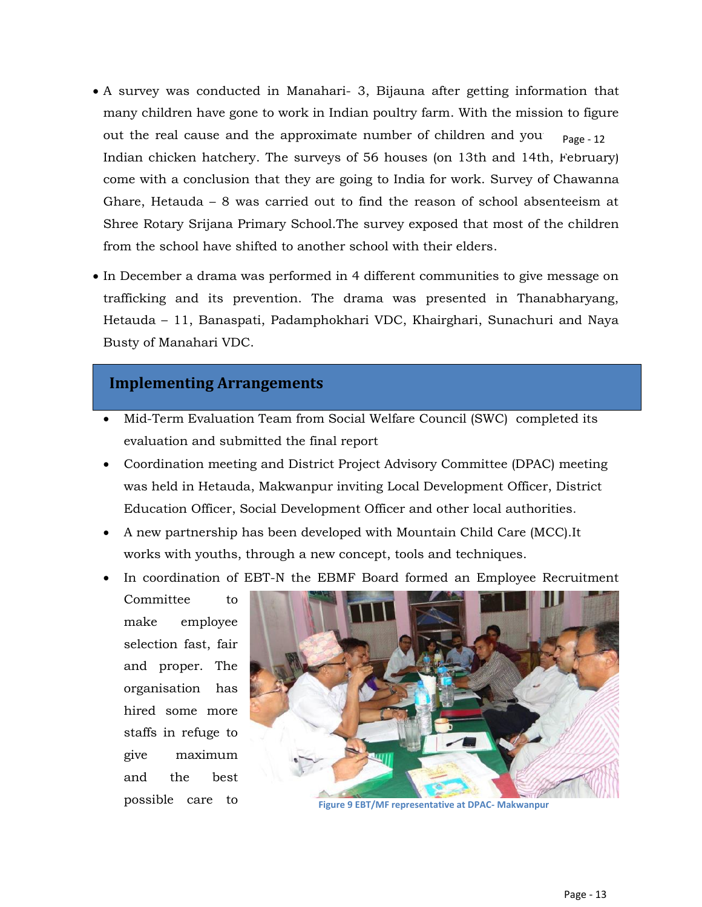- A survey was conducted in Manahari- 3, Bijauna after getting information that many children have gone to work in Indian poultry farm. With the mission to figure out the real cause and the approximate number of children and you Indian chicken hatchery. The surveys of 56 houses (on 13th and 14th, February) come with a conclusion that they are going to India for work. Survey of Chawanna Ghare, Hetauda – 8 was carried out to find the reason of school absenteeism at Shree Rotary Srijana Primary School.The survey exposed that most of the children from the school have shifted to another school with their elders.
- In December a drama was performed in 4 different communities to give message on trafficking and its prevention. The drama was presented in Thanabharyang, Hetauda – 11, Banaspati, Padamphokhari VDC, Khairghari, Sunachuri and Naya Busty of Manahari VDC.

## Implementing Arrangements

- Mid-Term Evaluation Team from Social Welfare Council (SWC) completed its evaluation and submitted the final report
- Coordination meeting and District Project Advisory Committee (DPAC) meeting was held in Hetauda, Makwanpur inviting Local Development Officer, District Education Officer, Social Development Officer and other local authorities.
- A new partnership has been developed with Mountain Child Care (MCC).It works with youths, through a new concept, tools and techniques.
- In coordination of EBT-N the EBMF Board formed an Employee Recruitment Committee to make employee selection fast, fair and proper. The organisation has hired some more staffs in refuge to give maximum and the best possible care to

Figure 9 EBT/MF representative at DPAC- Makwanpur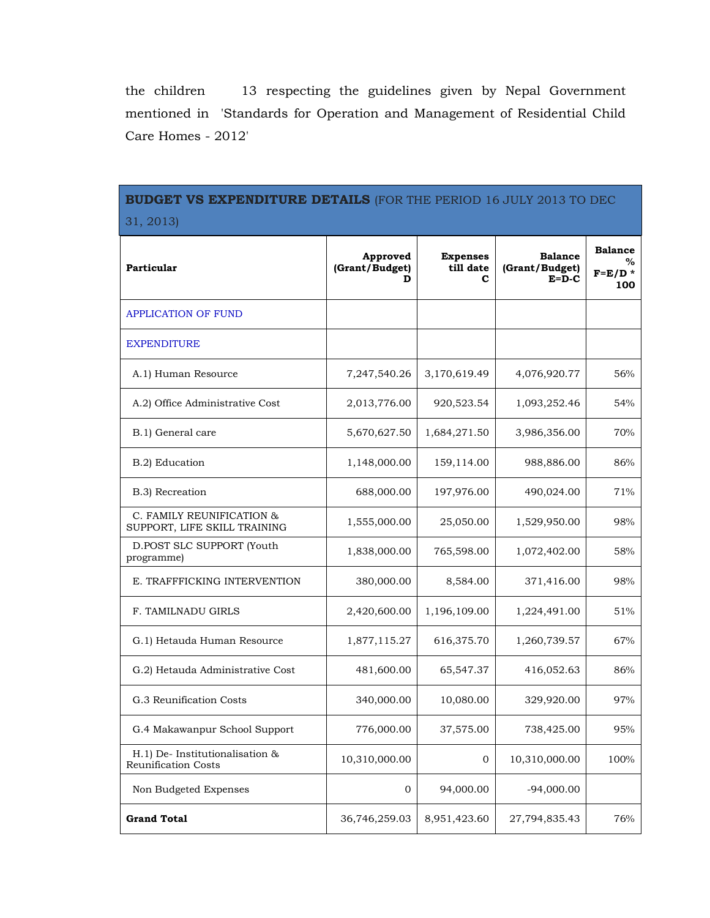the children 13 respecting the guidelines given by Nepal Government mentioned in 'Standards for Operation and Management of Residential Child Care Homes - 2012'

| **BUDGET VS EXPENDITURE DETAILS** (FOR THE PERIOD 16 JULY 2013 TO DEC 31, 2013) | | | | |
|---|---|---|---|---|
| **Particular** | **Approved (Grant/Budget) D** | **Expenses till date C** | **Balance (Grant/Budget) E=D-C** | **Balance % F=E/D * 100** |
| APPLICATION OF FUND | | | | |
| EXPENDITURE | | | | |
| A.1) Human Resource | 7,247,540.26 | 3,170,619.49 | 4,076,920.77 | 56% |
| A.2) Office Administrative Cost | 2,013,776.00 | 920,523.54 | 1,093,252.46 | 54% |
| B.1) General care | 5,670,627.50 | 1,684,271.50 | 3,986,356.00 | 70% |
| B.2) Education | 1,148,000.00 | 159,114.00 | 988,886.00 | 86% |
| B.3) Recreation | 688,000.00 | 197,976.00 | 490,024.00 | 71% |
| C. FAMILY REUNIFICATION & SUPPORT, LIFE SKILL TRAINING | 1,555,000.00 | 25,050.00 | 1,529,950.00 | 98% |
| D.POST SLC SUPPORT (Youth programme) | 1,838,000.00 | 765,598.00 | 1,072,402.00 | 58% |
| E. TRAFFFICKING INTERVENTION | 380,000.00 | 8,584.00 | 371,416.00 | 98% |
| F. TAMILNADU GIRLS | 2,420,600.00 | 1,196,109.00 | 1,224,491.00 | 51% |
| G.1) Hetauda Human Resource | 1,877,115.27 | 616,375.70 | 1,260,739.57 | 67% |
| G.2) Hetauda Administrative Cost | 481,600.00 | 65,547.37 | 416,052.63 | 86% |
| G.3 Reunification Costs | 340,000.00 | 10,080.00 | 329,920.00 | 97% |
| G.4 Makawanpur School Support | 776,000.00 | 37,575.00 | 738,425.00 | 95% |
| H.1) De- Institutionalisation & Reunification Costs | 10,310,000.00 | 0 | 10,310,000.00 | 100% |
| Non Budgeted Expenses | 0 | 94,000.00 | -94,000.00 | |
| **Grand Total** | 36,746,259.03 | 8,951,423.60 | 27,794,835.43 | 76% |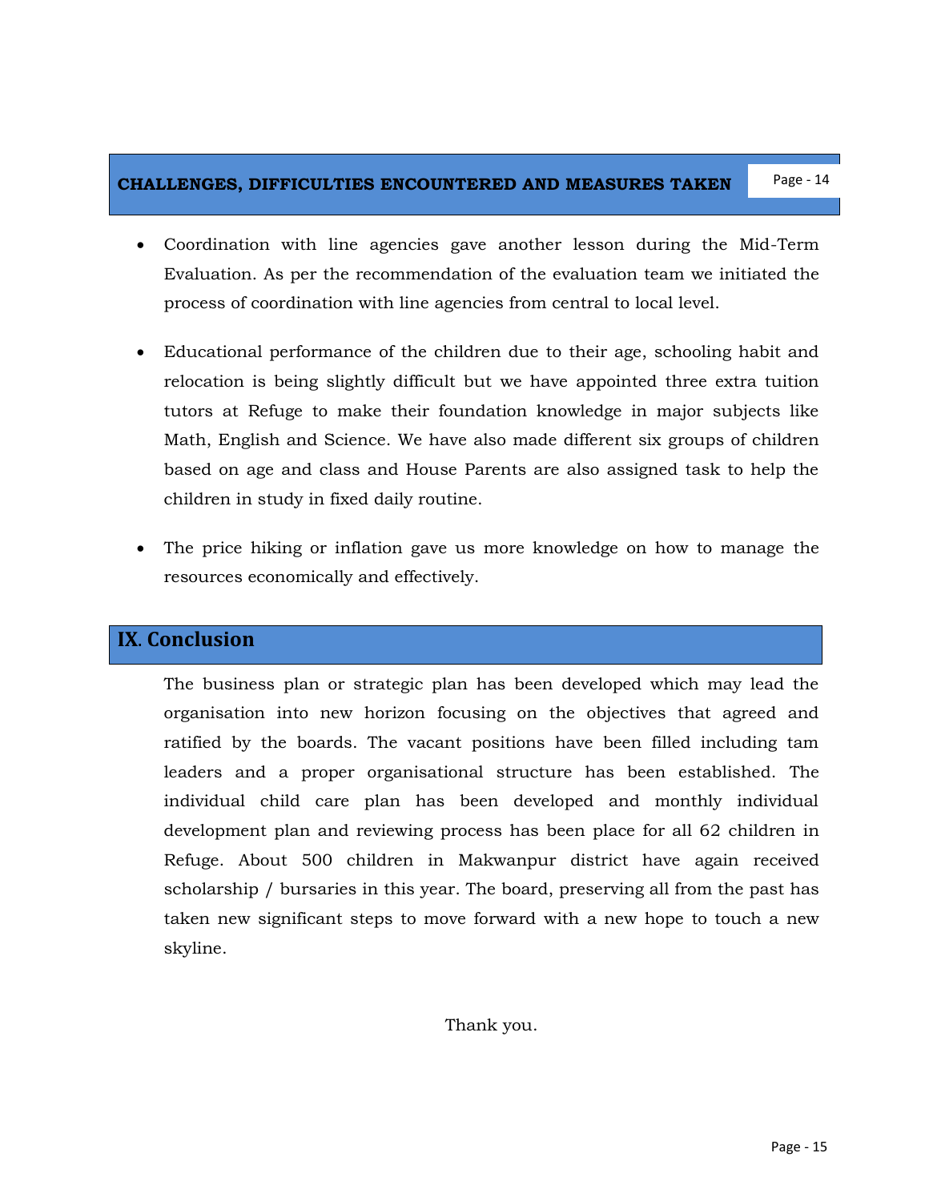- Coordination with line agencies gave another lesson during the Mid-Term Evaluation. As per the recommendation of the evaluation team we initiated the process of coordination with line agencies from central to local level.

- Educational performance of the children due to their age, schooling habit and relocation is being slightly difficult but we have appointed three extra tuition tutors at Refuge to make their foundation knowledge in major subjects like Math, English and Science. We have also made different six groups of children based on age and class and House Parents are also assigned task to help the children in study in fixed daily routine.

- The price hiking or inflation gave us more knowledge on how to manage the resources economically and effectively.

## IX. Conclusion

The business plan or strategic plan has been developed which may lead the organisation into new horizon focusing on the objectives that agreed and ratified by the boards. The vacant positions have been filled including tam leaders and a proper organisational structure has been established. The individual child care plan has been developed and monthly individual development plan and reviewing process has been place for all 62 children in Refuge. About 500 children in Makwanpur district have again received scholarship / bursaries in this year. The board, preserving all from the past has taken new significant steps to move forward with a new hope to touch a new skyline.

Thank you.